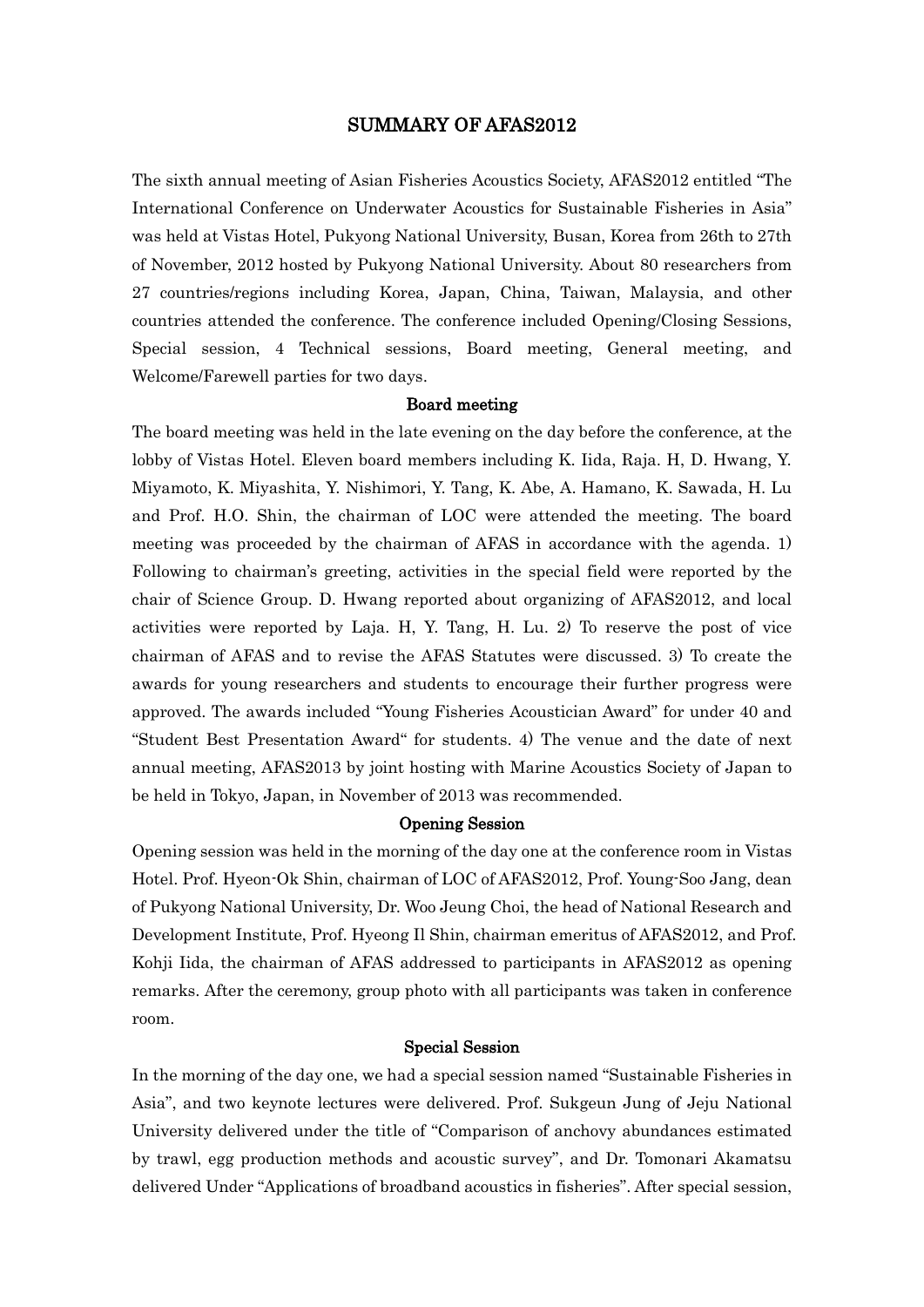# SUMMARY OF AFAS2012

The sixth annual meeting of Asian Fisheries Acoustics Society, AFAS2012 entitled "The International Conference on Underwater Acoustics for Sustainable Fisheries in Asia" was held at Vistas Hotel, Pukyong National University, Busan, Korea from 26th to 27th of November, 2012 hosted by Pukyong National University. About 80 researchers from 27 countries/regions including Korea, Japan, China, Taiwan, Malaysia, and other countries attended the conference. The conference included Opening/Closing Sessions, Special session, 4 Technical sessions, Board meeting, General meeting, and Welcome/Farewell parties for two days.

## Board meeting

The board meeting was held in the late evening on the day before the conference, at the lobby of Vistas Hotel. Eleven board members including K. Iida, Raja. H, D. Hwang, Y. Miyamoto, K. Miyashita, Y. Nishimori, Y. Tang, K. Abe, A. Hamano, K. Sawada, H. Lu and Prof. H.O. Shin, the chairman of LOC were attended the meeting. The board meeting was proceeded by the chairman of AFAS in accordance with the agenda. 1) Following to chairman's greeting, activities in the special field were reported by the chair of Science Group. D. Hwang reported about organizing of AFAS2012, and local activities were reported by Laja. H, Y. Tang, H. Lu. 2) To reserve the post of vice chairman of AFAS and to revise the AFAS Statutes were discussed. 3) To create the awards for young researchers and students to encourage their further progress were approved. The awards included "Young Fisheries Acoustician Award" for under 40 and "Student Best Presentation Award" for students. 4) The venue and the date of next annual meeting, AFAS2013 by joint hosting with Marine Acoustics Society of Japan to be held in Tokyo, Japan, in November of 2013 was recommended.

## Opening Session

Opening session was held in the morning of the day one at the conference room in Vistas Hotel. Prof. Hyeon-Ok Shin, chairman of LOC of AFAS2012, Prof. Young-Soo Jang, dean of Pukyong National University, Dr. Woo Jeung Choi, the head of National Research and Development Institute, Prof. Hyeong Il Shin, chairman emeritus of AFAS2012, and Prof. Kohji Iida, the chairman of AFAS addressed to participants in AFAS2012 as opening remarks. After the ceremony, group photo with all participants was taken in conference room.

## Special Session

In the morning of the day one, we had a special session named "Sustainable Fisheries in Asia", and two keynote lectures were delivered. Prof. Sukgeun Jung of Jeju National University delivered under the title of "Comparison of anchovy abundances estimated by trawl, egg production methods and acoustic survey", and Dr. Tomonari Akamatsu delivered Under "Applications of broadband acoustics in fisheries". After special session,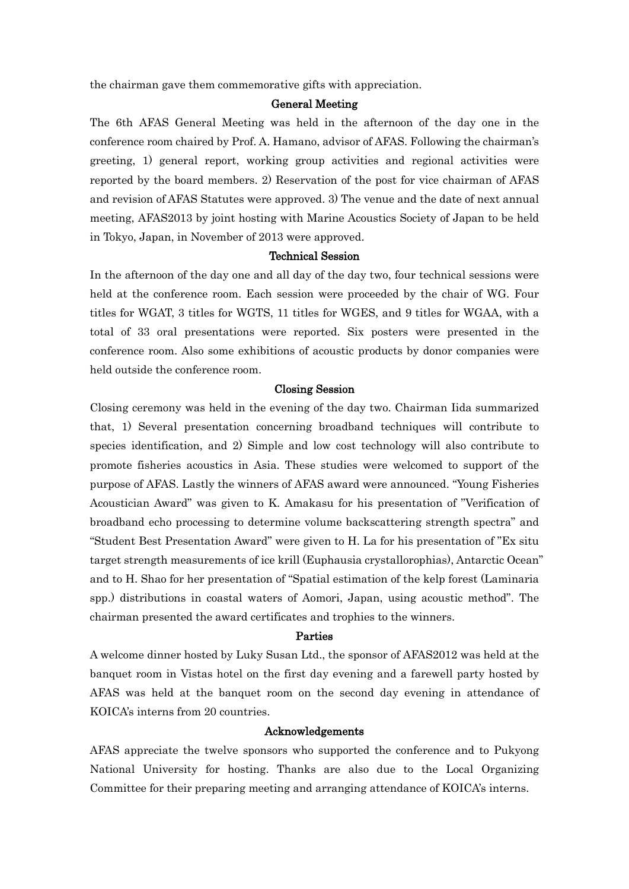the chairman gave them commemorative gifts with appreciation.

## General Meeting

The 6th AFAS General Meeting was held in the afternoon of the day one in the conference room chaired by Prof. A. Hamano, advisor of AFAS. Following the chairman's greeting, 1) general report, working group activities and regional activities were reported by the board members. 2) Reservation of the post for vice chairman of AFAS and revision of AFAS Statutes were approved. 3) The venue and the date of next annual meeting, AFAS2013 by joint hosting with Marine Acoustics Society of Japan to be held in Tokyo, Japan, in November of 2013 were approved.

## Technical Session

In the afternoon of the day one and all day of the day two, four technical sessions were held at the conference room. Each session were proceeded by the chair of WG. Four titles for WGAT, 3 titles for WGTS, 11 titles for WGES, and 9 titles for WGAA, with a total of 33 oral presentations were reported. Six posters were presented in the conference room. Also some exhibitions of acoustic products by donor companies were held outside the conference room.

## Closing Session

Closing ceremony was held in the evening of the day two. Chairman Iida summarized that, 1) Several presentation concerning broadband techniques will contribute to species identification, and 2) Simple and low cost technology will also contribute to promote fisheries acoustics in Asia. These studies were welcomed to support of the purpose of AFAS. Lastly the winners of AFAS award were announced. "Young Fisheries Acoustician Award" was given to K. Amakasu for his presentation of "Verification of broadband echo processing to determine volume backscattering strength spectra" and "Student Best Presentation Award" were given to H. La for his presentation of "Ex situ target strength measurements of ice krill (Euphausia crystallorophias), Antarctic Ocean" and to H. Shao for her presentation of "Spatial estimation of the kelp forest (Laminaria spp.) distributions in coastal waters of Aomori, Japan, using acoustic method". The chairman presented the award certificates and trophies to the winners.

## Parties

A welcome dinner hosted by Luky Susan Ltd., the sponsor of AFAS2012 was held at the banquet room in Vistas hotel on the first day evening and a farewell party hosted by AFAS was held at the banquet room on the second day evening in attendance of KOICA's interns from 20 countries.

## Acknowledgements

AFAS appreciate the twelve sponsors who supported the conference and to Pukyong National University for hosting. Thanks are also due to the Local Organizing Committee for their preparing meeting and arranging attendance of KOICA's interns.